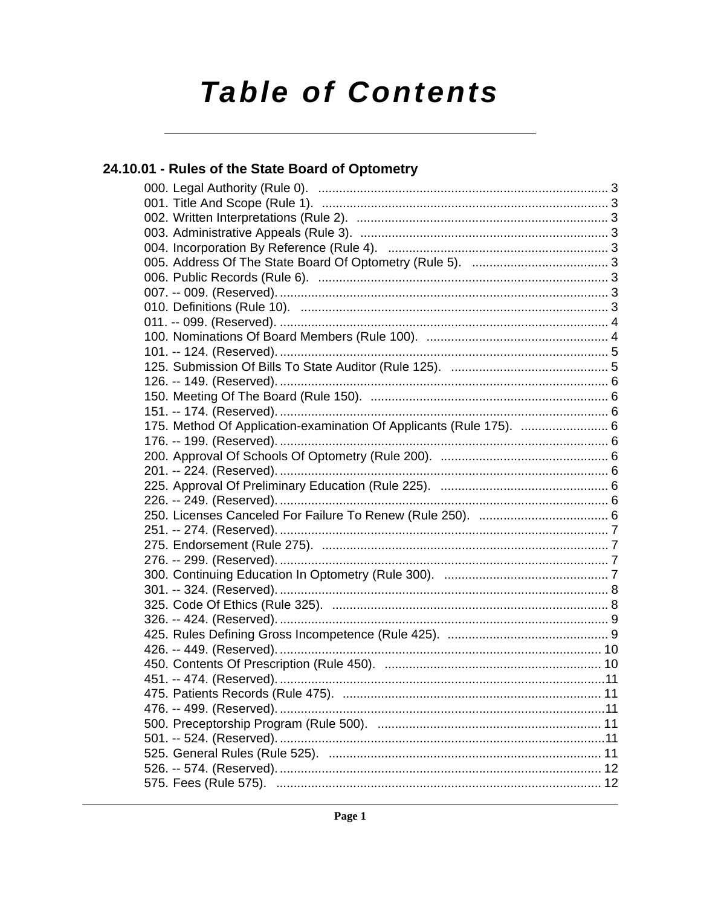# Table of Contents

## 24.10.01 - Rules of the State Board of Optometry

000. Legal Authority (Rule 0). ........................................................................................ 3
001. Title And Scope (Rule 1). ........................................................................................ 3
002. Written Interpretations (Rule 2). ........................................................................................ 3
003. Administrative Appeals (Rule 3). ........................................................................................ 3
004. Incorporation By Reference (Rule 4). ........................................................................................ 3
005. Address Of The State Board Of Optometry (Rule 5). ........................................................................................ 3
006. Public Records (Rule 6). ........................................................................................ 3
007. -- 009. (Reserved). ........................................................................................ 3
010. Definitions (Rule 10). ........................................................................................ 3
011. -- 099. (Reserved). ........................................................................................ 4
100. Nominations Of Board Members (Rule 100). ........................................................................................ 4
101. -- 124. (Reserved). ........................................................................................ 5
125. Submission Of Bills To State Auditor (Rule 125). ........................................................................................ 5
126. -- 149. (Reserved). ........................................................................................ 6
150. Meeting Of The Board (Rule 150). ........................................................................................ 6
151. -- 174. (Reserved). ........................................................................................ 6
175. Method Of Application-examination Of Applicants (Rule 175). ........................................................................................ 6
176. -- 199. (Reserved). ........................................................................................ 6
200. Approval Of Schools Of Optometry (Rule 200). ........................................................................................ 6
201. -- 224. (Reserved). ........................................................................................ 6
225. Approval Of Preliminary Education (Rule 225). ........................................................................................ 6
226. -- 249. (Reserved). ........................................................................................ 6
250. Licenses Canceled For Failure To Renew (Rule 250). ........................................................................................ 6
251. -- 274. (Reserved). ........................................................................................ 7
275. Endorsement (Rule 275). ........................................................................................ 7
276. -- 299. (Reserved). ........................................................................................ 7
300. Continuing Education In Optometry (Rule 300). ........................................................................................ 7
301. -- 324. (Reserved). ........................................................................................ 8
325. Code Of Ethics (Rule 325). ........................................................................................ 8
326. -- 424. (Reserved). ........................................................................................ 9
425. Rules Defining Gross Incompetence (Rule 425). ........................................................................................ 9
426. -- 449. (Reserved). ........................................................................................ 10
450. Contents Of Prescription (Rule 450). ........................................................................................ 10
451. -- 474. (Reserved). ........................................................................................ 11
475. Patients Records (Rule 475). ........................................................................................ 11
476. -- 499. (Reserved). ........................................................................................ 11
500. Preceptorship Program (Rule 500). ........................................................................................ 11
501. -- 524. (Reserved). ........................................................................................ 11
525. General Rules (Rule 525). ........................................................................................ 11
526. -- 574. (Reserved). ........................................................................................ 12
575. Fees (Rule 575). ........................................................................................ 12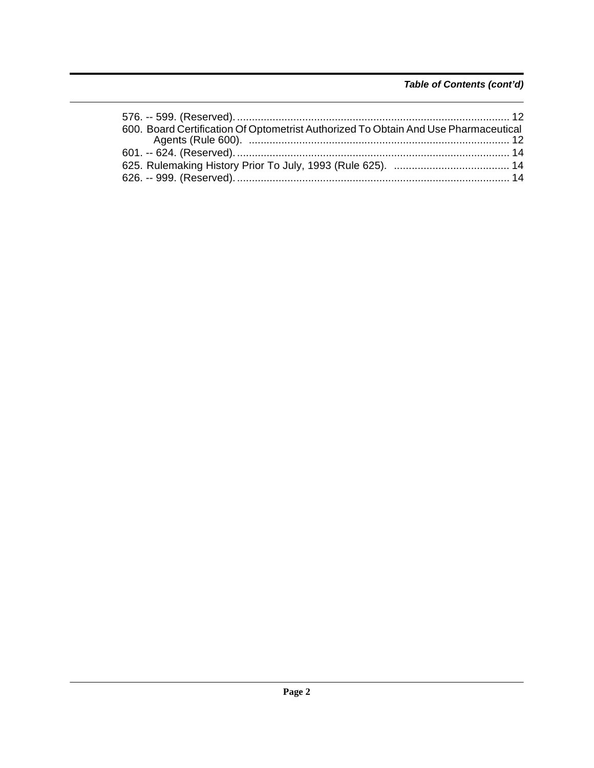*Table of Contents (cont'd)*

576. -- 599. (Reserved). ........................................................................................... 12
600. Board Certification Of Optometrist Authorized To Obtain And Use Pharmaceutical Agents (Rule 600). ....................................................................................... 12
601. -- 624. (Reserved). ........................................................................................... 14
625. Rulemaking History Prior To July, 1993 (Rule 625). ....................................... 14
626. -- 999. (Reserved). ........................................................................................... 14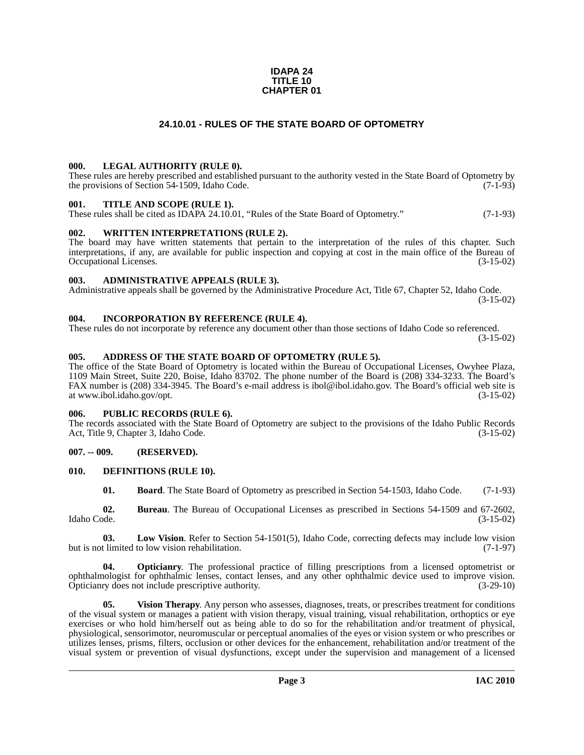**IDAPA 24**
**TITLE 10**
**CHAPTER 01**

# 24.10.01 - RULES OF THE STATE BOARD OF OPTOMETRY

### 000. LEGAL AUTHORITY (RULE 0).

These rules are hereby prescribed and established pursuant to the authority vested in the State Board of Optometry by the provisions of Section 54-1509, Idaho Code. (7-1-93)

### 001. TITLE AND SCOPE (RULE 1).

These rules shall be cited as IDAPA 24.10.01, "Rules of the State Board of Optometry." (7-1-93)

### 002. WRITTEN INTERPRETATIONS (RULE 2).

The board may have written statements that pertain to the interpretation of the rules of this chapter. Such interpretations, if any, are available for public inspection and copying at cost in the main office of the Bureau of Occupational Licenses. (3-15-02)

### 003. ADMINISTRATIVE APPEALS (RULE 3).

Administrative appeals shall be governed by the Administrative Procedure Act, Title 67, Chapter 52, Idaho Code. (3-15-02)

### 004. INCORPORATION BY REFERENCE (RULE 4).

These rules do not incorporate by reference any document other than those sections of Idaho Code so referenced. (3-15-02)

### 005. ADDRESS OF THE STATE BOARD OF OPTOMETRY (RULE 5).

The office of the State Board of Optometry is located within the Bureau of Occupational Licenses, Owyhee Plaza, 1109 Main Street, Suite 220, Boise, Idaho 83702. The phone number of the Board is (208) 334-3233. The Board's FAX number is (208) 334-3945. The Board's e-mail address is ibol@ibol.idaho.gov. The Board's official web site is at www.ibol.idaho.gov/opt. (3-15-02)

### 006. PUBLIC RECORDS (RULE 6).

The records associated with the State Board of Optometry are subject to the provisions of the Idaho Public Records Act, Title 9, Chapter 3, Idaho Code. (3-15-02)

### 007. -- 009. (RESERVED).

### 010. DEFINITIONS (RULE 10).

**01. Board**. The State Board of Optometry as prescribed in Section 54-1503, Idaho Code. (7-1-93)

**02. Bureau**. The Bureau of Occupational Licenses as prescribed in Sections 54-1509 and 67-2602, Idaho Code. (3-15-02)

**03. Low Vision**. Refer to Section 54-1501(5), Idaho Code, correcting defects may include low vision but is not limited to low vision rehabilitation. (7-1-97)

**04. Opticianry**. The professional practice of filling prescriptions from a licensed optometrist or ophthalmologist for ophthalmic lenses, contact lenses, and any other ophthalmic device used to improve vision. Opticianry does not include prescriptive authority. (3-29-10)

**05. Vision Therapy**. Any person who assesses, diagnoses, treats, or prescribes treatment for conditions of the visual system or manages a patient with vision therapy, visual training, visual rehabilitation, orthoptics or eye exercises or who hold him/herself out as being able to do so for the rehabilitation and/or treatment of physical, physiological, sensorimotor, neuromuscular or perceptual anomalies of the eyes or vision system or who prescribes or utilizes lenses, prisms, filters, occlusion or other devices for the enhancement, rehabilitation and/or treatment of the visual system or prevention of visual dysfunctions, except under the supervision and management of a licensed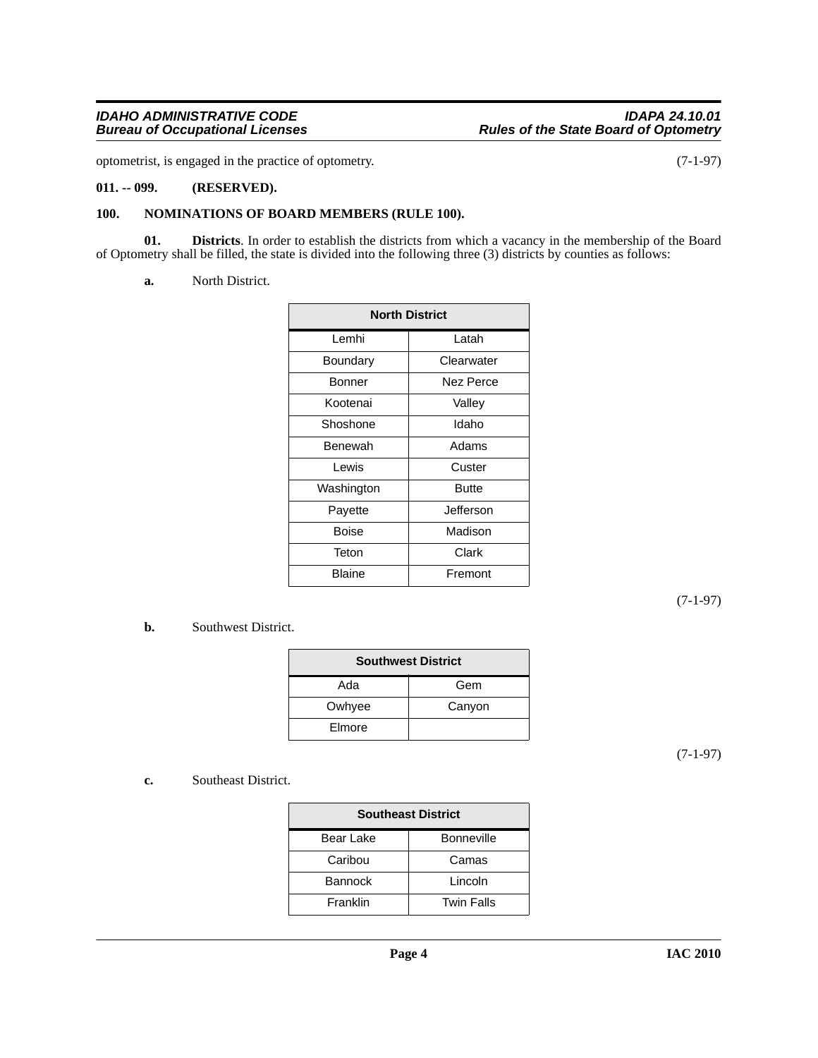optometrist, is engaged in the practice of optometry. (7-1-97)

**011. -- 099. (RESERVED).**

**100. NOMINATIONS OF BOARD MEMBERS (RULE 100).**

**01. Districts**. In order to establish the districts from which a vacancy in the membership of the Board of Optometry shall be filled, the state is divided into the following three (3) districts by counties as follows:

**a.** North District.

| North District | |
|---|---|
| Lemhi | Latah |
| Boundary | Clearwater |
| Bonner | Nez Perce |
| Kootenai | Valley |
| Shoshone | Idaho |
| Benewah | Adams |
| Lewis | Custer |
| Washington | Butte |
| Payette | Jefferson |
| Boise | Madison |
| Teton | Clark |
| Blaine | Fremont |

(7-1-97)

**b.** Southwest District.

| Southwest District | |
|---|---|
| Ada | Gem |
| Owhyee | Canyon |
| Elmore | |

(7-1-97)

**c.** Southeast District.

| Southeast District | |
|---|---|
| Bear Lake | Bonneville |
| Caribou | Camas |
| Bannock | Lincoln |
| Franklin | Twin Falls |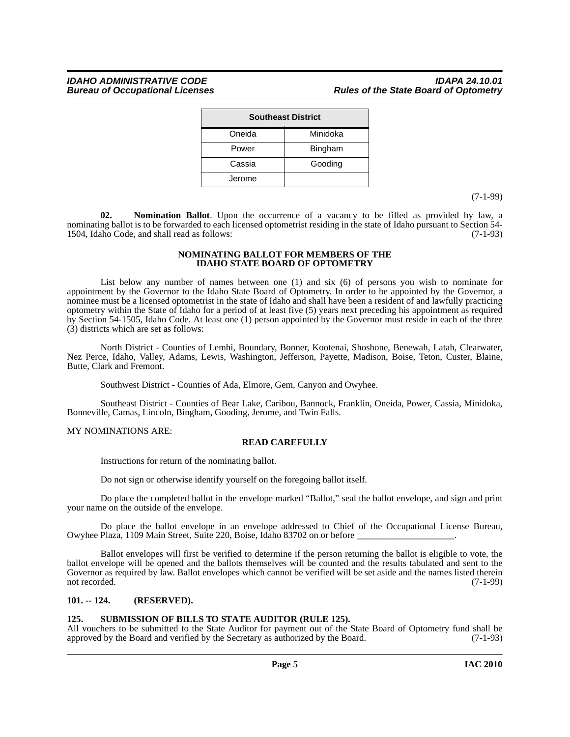| Southeast District | |
|---|---|
| Oneida | Minidoka |
| Power | Bingham |
| Cassia | Gooding |
| Jerome | |

(7-1-99)

**02. Nomination Ballot**. Upon the occurrence of a vacancy to be filled as provided by law, a nominating ballot is to be forwarded to each licensed optometrist residing in the state of Idaho pursuant to Section 54-1504, Idaho Code, and shall read as follows: (7-1-93)

**NOMINATING BALLOT FOR MEMBERS OF THE IDAHO STATE BOARD OF OPTOMETRY**

List below any number of names between one (1) and six (6) of persons you wish to nominate for appointment by the Governor to the Idaho State Board of Optometry. In order to be appointed by the Governor, a nominee must be a licensed optometrist in the state of Idaho and shall have been a resident of and lawfully practicing optometry within the State of Idaho for a period of at least five (5) years next preceding his appointment as required by Section 54-1505, Idaho Code. At least one (1) person appointed by the Governor must reside in each of the three (3) districts which are set as follows:

North District - Counties of Lemhi, Boundary, Bonner, Kootenai, Shoshone, Benewah, Latah, Clearwater, Nez Perce, Idaho, Valley, Adams, Lewis, Washington, Jefferson, Payette, Madison, Boise, Teton, Custer, Blaine, Butte, Clark and Fremont.

Southwest District - Counties of Ada, Elmore, Gem, Canyon and Owyhee.

Southeast District - Counties of Bear Lake, Caribou, Bannock, Franklin, Oneida, Power, Cassia, Minidoka, Bonneville, Camas, Lincoln, Bingham, Gooding, Jerome, and Twin Falls.

MY NOMINATIONS ARE:

**READ CAREFULLY**

Instructions for return of the nominating ballot.

Do not sign or otherwise identify yourself on the foregoing ballot itself.

Do place the completed ballot in the envelope marked "Ballot," seal the ballot envelope, and sign and print your name on the outside of the envelope.

Do place the ballot envelope in an envelope addressed to Chief of the Occupational License Bureau, Owyhee Plaza, 1109 Main Street, Suite 220, Boise, Idaho 83702 on or before ____________________.

Ballot envelopes will first be verified to determine if the person returning the ballot is eligible to vote, the ballot envelope will be opened and the ballots themselves will be counted and the results tabulated and sent to the Governor as required by law. Ballot envelopes which cannot be verified will be set aside and the names listed therein not recorded. (7-1-99)

### 101. -- 124. (RESERVED).

### 125. SUBMISSION OF BILLS TO STATE AUDITOR (RULE 125).

All vouchers to be submitted to the State Auditor for payment out of the State Board of Optometry fund shall be approved by the Board and verified by the Secretary as authorized by the Board. (7-1-93)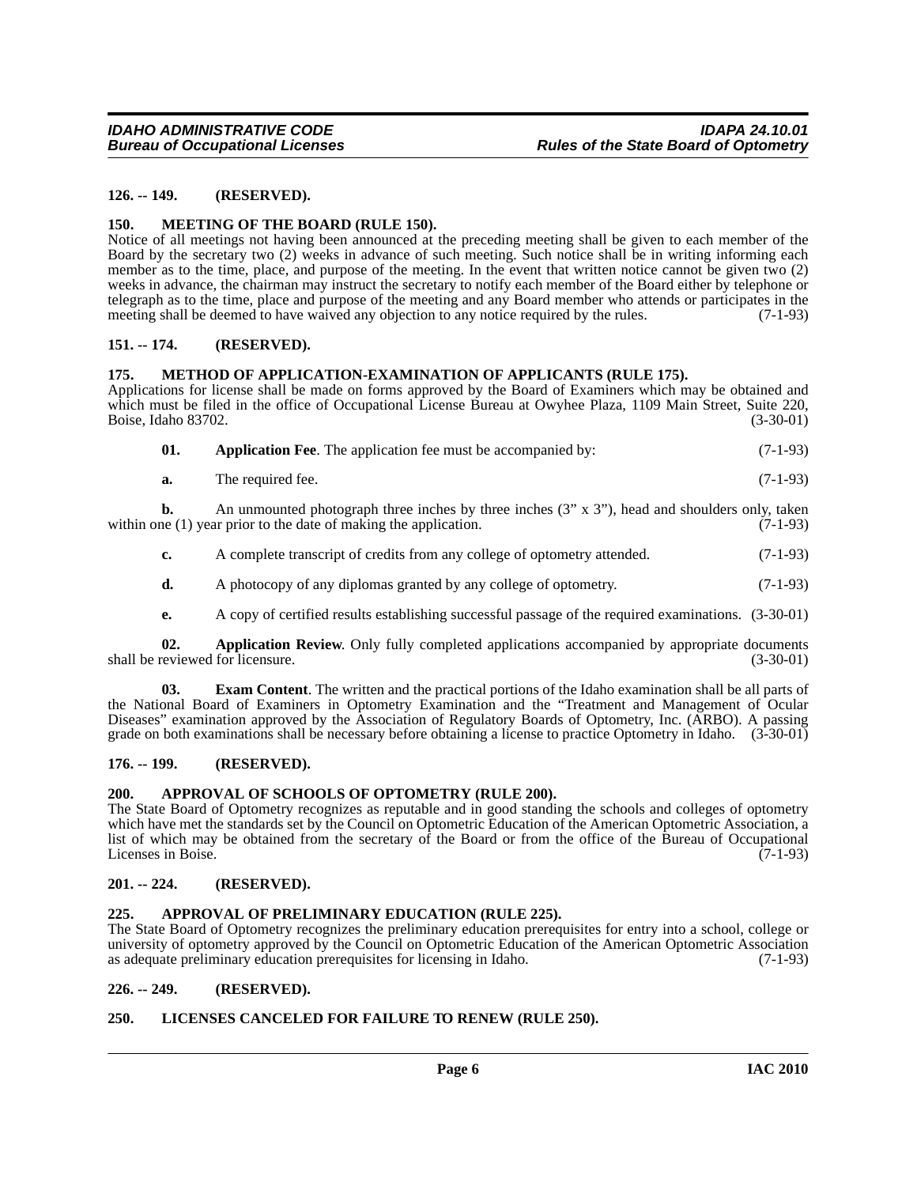**126. -- 149. (RESERVED).**

**150. MEETING OF THE BOARD (RULE 150).**

Notice of all meetings not having been announced at the preceding meeting shall be given to each member of the Board by the secretary two (2) weeks in advance of such meeting. Such notice shall be in writing informing each member as to the time, place, and purpose of the meeting. In the event that written notice cannot be given two (2) weeks in advance, the chairman may instruct the secretary to notify each member of the Board either by telephone or telegraph as to the time, place and purpose of the meeting and any Board member who attends or participates in the meeting shall be deemed to have waived any objection to any notice required by the rules. (7-1-93)

**151. -- 174. (RESERVED).**

**175. METHOD OF APPLICATION-EXAMINATION OF APPLICANTS (RULE 175).**

Applications for license shall be made on forms approved by the Board of Examiners which may be obtained and which must be filed in the office of Occupational License Bureau at Owyhee Plaza, 1109 Main Street, Suite 220, Boise, Idaho 83702. (3-30-01)

**01. Application Fee**. The application fee must be accompanied by: (7-1-93)

**a.** The required fee. (7-1-93)

**b.** An unmounted photograph three inches by three inches (3" x 3"), head and shoulders only, taken within one (1) year prior to the date of making the application. (7-1-93)

**c.** A complete transcript of credits from any college of optometry attended. (7-1-93)

**d.** A photocopy of any diplomas granted by any college of optometry. (7-1-93)

**e.** A copy of certified results establishing successful passage of the required examinations. (3-30-01)

**02. Application Review**. Only fully completed applications accompanied by appropriate documents shall be reviewed for licensure. (3-30-01)

**03. Exam Content**. The written and the practical portions of the Idaho examination shall be all parts of the National Board of Examiners in Optometry Examination and the "Treatment and Management of Ocular Diseases" examination approved by the Association of Regulatory Boards of Optometry, Inc. (ARBO). A passing grade on both examinations shall be necessary before obtaining a license to practice Optometry in Idaho. (3-30-01)

**176. -- 199. (RESERVED).**

**200. APPROVAL OF SCHOOLS OF OPTOMETRY (RULE 200).**

The State Board of Optometry recognizes as reputable and in good standing the schools and colleges of optometry which have met the standards set by the Council on Optometric Education of the American Optometric Association, a list of which may be obtained from the secretary of the Board or from the office of the Bureau of Occupational Licenses in Boise. (7-1-93)

**201. -- 224. (RESERVED).**

**225. APPROVAL OF PRELIMINARY EDUCATION (RULE 225).**

The State Board of Optometry recognizes the preliminary education prerequisites for entry into a school, college or university of optometry approved by the Council on Optometric Education of the American Optometric Association as adequate preliminary education prerequisites for licensing in Idaho. (7-1-93)

**226. -- 249. (RESERVED).**

**250. LICENSES CANCELED FOR FAILURE TO RENEW (RULE 250).**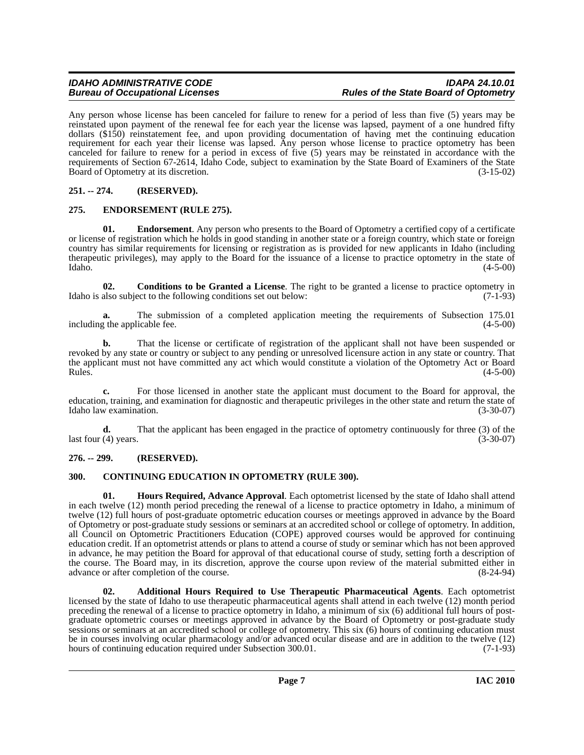Any person whose license has been canceled for failure to renew for a period of less than five (5) years may be reinstated upon payment of the renewal fee for each year the license was lapsed, payment of a one hundred fifty dollars ($150) reinstatement fee, and upon providing documentation of having met the continuing education requirement for each year their license was lapsed. Any person whose license to practice optometry has been canceled for failure to renew for a period in excess of five (5) years may be reinstated in accordance with the requirements of Section 67-2614, Idaho Code, subject to examination by the State Board of Examiners of the State Board of Optometry at its discretion. (3-15-02)

## 251. -- 274. (RESERVED).

## 275. ENDORSEMENT (RULE 275).

**01. Endorsement**. Any person who presents to the Board of Optometry a certified copy of a certificate or license of registration which he holds in good standing in another state or a foreign country, which state or foreign country has similar requirements for licensing or registration as is provided for new applicants in Idaho (including therapeutic privileges), may apply to the Board for the issuance of a license to practice optometry in the state of Idaho. (4-5-00)

**02. Conditions to be Granted a License**. The right to be granted a license to practice optometry in Idaho is also subject to the following conditions set out below: (7-1-93)

**a.** The submission of a completed application meeting the requirements of Subsection 175.01 including the applicable fee. (4-5-00)

**b.** That the license or certificate of registration of the applicant shall not have been suspended or revoked by any state or country or subject to any pending or unresolved licensure action in any state or country. That the applicant must not have committed any act which would constitute a violation of the Optometry Act or Board Rules. (4-5-00)

**c.** For those licensed in another state the applicant must document to the Board for approval, the education, training, and examination for diagnostic and therapeutic privileges in the other state and return the state of Idaho law examination. (3-30-07)

**d.** That the applicant has been engaged in the practice of optometry continuously for three (3) of the last four (4) years. (3-30-07)

## 276. -- 299. (RESERVED).

## 300. CONTINUING EDUCATION IN OPTOMETRY (RULE 300).

**01. Hours Required, Advance Approval**. Each optometrist licensed by the state of Idaho shall attend in each twelve (12) month period preceding the renewal of a license to practice optometry in Idaho, a minimum of twelve (12) full hours of post-graduate optometric education courses or meetings approved in advance by the Board of Optometry or post-graduate study sessions or seminars at an accredited school or college of optometry. In addition, all Council on Optometric Practitioners Education (COPE) approved courses would be approved for continuing education credit. If an optometrist attends or plans to attend a course of study or seminar which has not been approved in advance, he may petition the Board for approval of that educational course of study, setting forth a description of the course. The Board may, in its discretion, approve the course upon review of the material submitted either in advance or after completion of the course. (8-24-94)

**02. Additional Hours Required to Use Therapeutic Pharmaceutical Agents**. Each optometrist licensed by the state of Idaho to use therapeutic pharmaceutical agents shall attend in each twelve (12) month period preceding the renewal of a license to practice optometry in Idaho, a minimum of six (6) additional full hours of post-graduate optometric courses or meetings approved in advance by the Board of Optometry or post-graduate study sessions or seminars at an accredited school or college of optometry. This six (6) hours of continuing education must be in courses involving ocular pharmacology and/or advanced ocular disease and are in addition to the twelve (12) hours of continuing education required under Subsection 300.01. (7-1-93)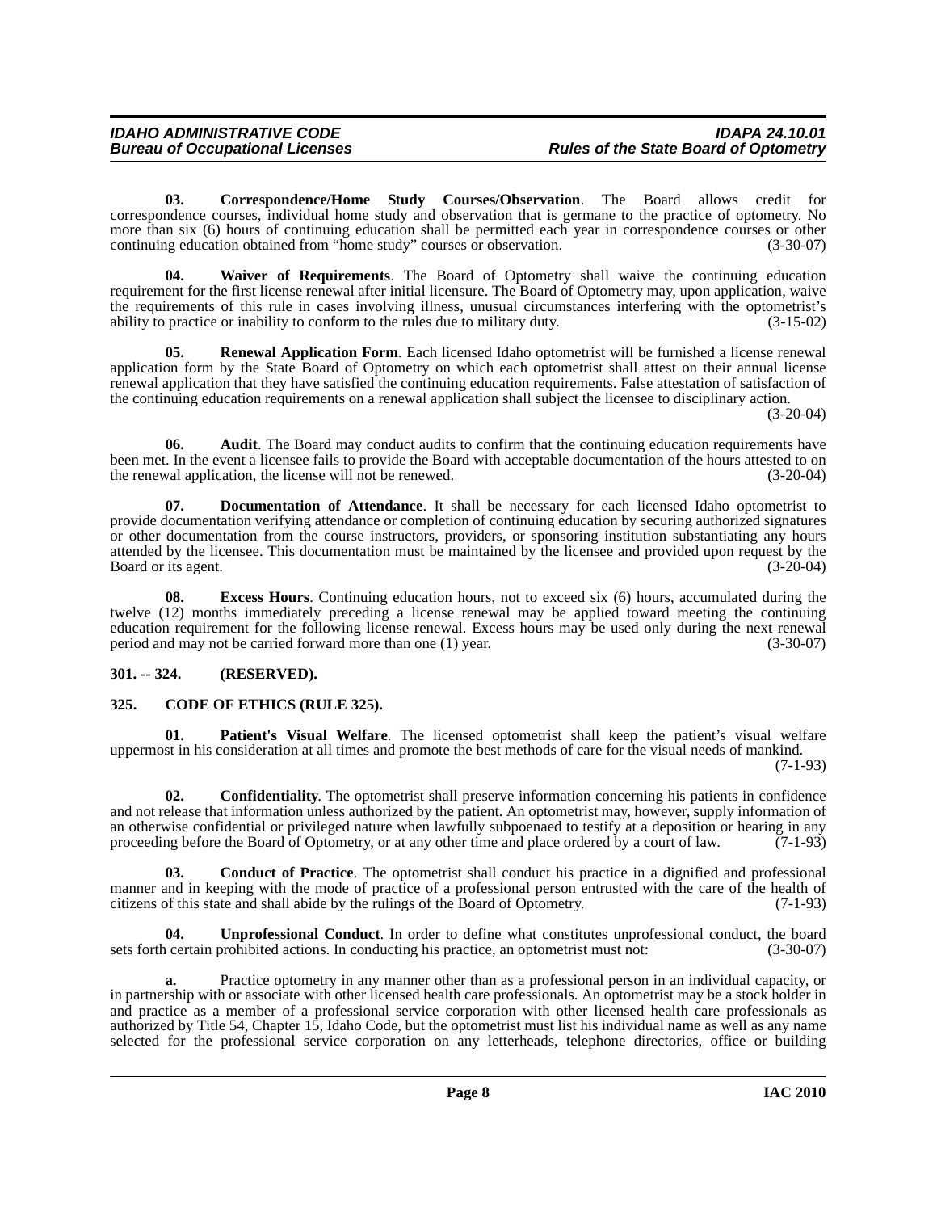**03. Correspondence/Home Study Courses/Observation**. The Board allows credit for correspondence courses, individual home study and observation that is germane to the practice of optometry. No more than six (6) hours of continuing education shall be permitted each year in correspondence courses or other continuing education obtained from "home study" courses or observation. (3-30-07)

**04. Waiver of Requirements**. The Board of Optometry shall waive the continuing education requirement for the first license renewal after initial licensure. The Board of Optometry may, upon application, waive the requirements of this rule in cases involving illness, unusual circumstances interfering with the optometrist's ability to practice or inability to conform to the rules due to military duty. (3-15-02)

**05. Renewal Application Form**. Each licensed Idaho optometrist will be furnished a license renewal application form by the State Board of Optometry on which each optometrist shall attest on their annual license renewal application that they have satisfied the continuing education requirements. False attestation of satisfaction of the continuing education requirements on a renewal application shall subject the licensee to disciplinary action. (3-20-04)

**06. Audit**. The Board may conduct audits to confirm that the continuing education requirements have been met. In the event a licensee fails to provide the Board with acceptable documentation of the hours attested to on the renewal application, the license will not be renewed. (3-20-04)

**07. Documentation of Attendance**. It shall be necessary for each licensed Idaho optometrist to provide documentation verifying attendance or completion of continuing education by securing authorized signatures or other documentation from the course instructors, providers, or sponsoring institution substantiating any hours attended by the licensee. This documentation must be maintained by the licensee and provided upon request by the Board or its agent. (3-20-04)

**08. Excess Hours**. Continuing education hours, not to exceed six (6) hours, accumulated during the twelve (12) months immediately preceding a license renewal may be applied toward meeting the continuing education requirement for the following license renewal. Excess hours may be used only during the next renewal period and may not be carried forward more than one (1) year. (3-30-07)

## 301. -- 324. (RESERVED).

## 325. CODE OF ETHICS (RULE 325).

**01. Patient's Visual Welfare**. The licensed optometrist shall keep the patient's visual welfare uppermost in his consideration at all times and promote the best methods of care for the visual needs of mankind. (7-1-93)

**02. Confidentiality**. The optometrist shall preserve information concerning his patients in confidence and not release that information unless authorized by the patient. An optometrist may, however, supply information of an otherwise confidential or privileged nature when lawfully subpoenaed to testify at a deposition or hearing in any proceeding before the Board of Optometry, or at any other time and place ordered by a court of law. (7-1-93)

**03. Conduct of Practice**. The optometrist shall conduct his practice in a dignified and professional manner and in keeping with the mode of practice of a professional person entrusted with the care of the health of citizens of this state and shall abide by the rulings of the Board of Optometry. (7-1-93)

**04. Unprofessional Conduct**. In order to define what constitutes unprofessional conduct, the board sets forth certain prohibited actions. In conducting his practice, an optometrist must not: (3-30-07)

**a.** Practice optometry in any manner other than as a professional person in an individual capacity, or in partnership with or associate with other licensed health care professionals. An optometrist may be a stock holder in and practice as a member of a professional service corporation with other licensed health care professionals as authorized by Title 54, Chapter 15, Idaho Code, but the optometrist must list his individual name as well as any name selected for the professional service corporation on any letterheads, telephone directories, office or building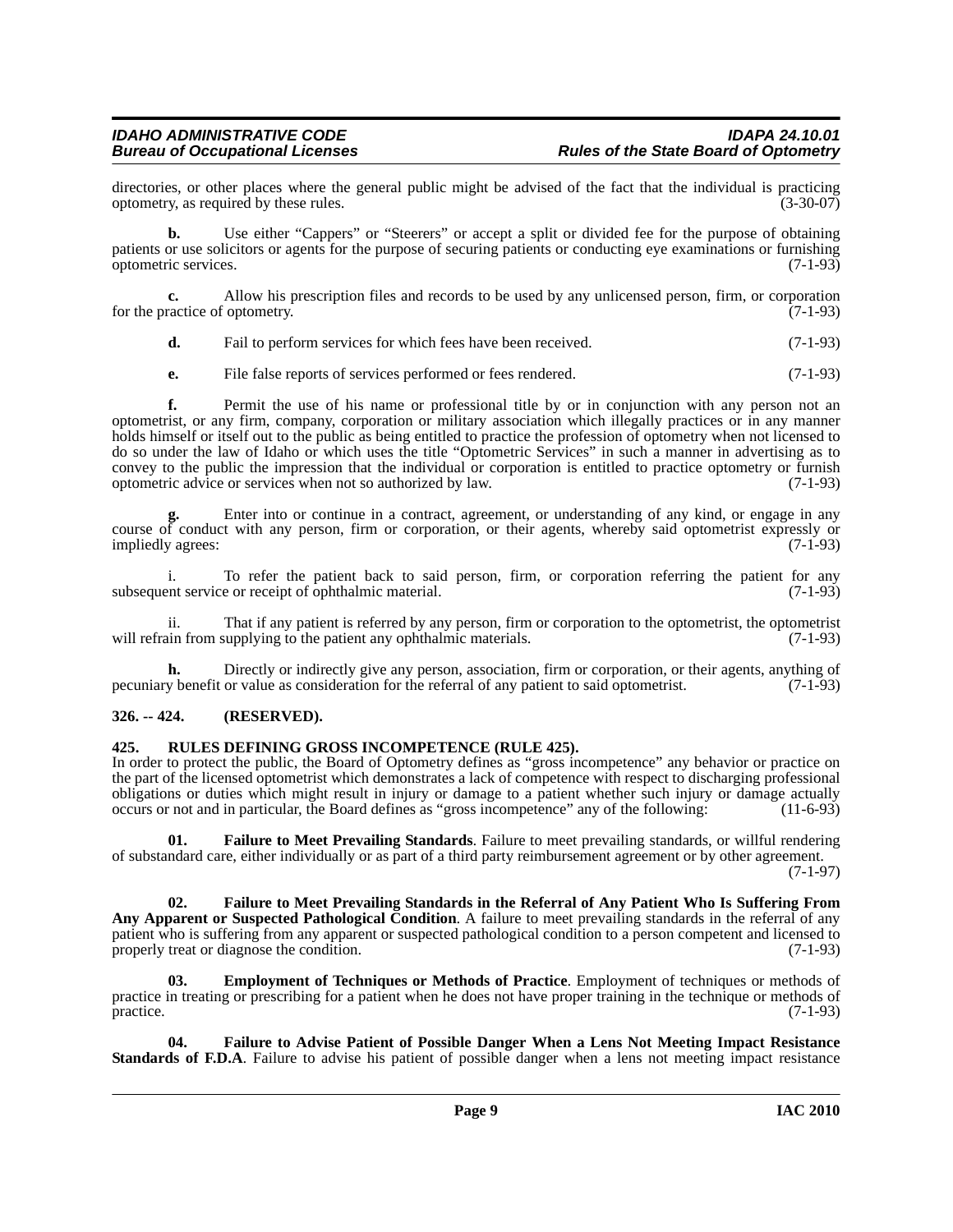directories, or other places where the general public might be advised of the fact that the individual is practicing optometry, as required by these rules. (3-30-07)

**b.** Use either "Cappers" or "Steerers" or accept a split or divided fee for the purpose of obtaining patients or use solicitors or agents for the purpose of securing patients or conducting eye examinations or furnishing optometric services. (7-1-93)

**c.** Allow his prescription files and records to be used by any unlicensed person, firm, or corporation for the practice of optometry. (7-1-93)

**d.** Fail to perform services for which fees have been received. (7-1-93)

**e.** File false reports of services performed or fees rendered. (7-1-93)

**f.** Permit the use of his name or professional title by or in conjunction with any person not an optometrist, or any firm, company, corporation or military association which illegally practices or in any manner holds himself or itself out to the public as being entitled to practice the profession of optometry when not licensed to do so under the law of Idaho or which uses the title "Optometric Services" in such a manner in advertising as to convey to the public the impression that the individual or corporation is entitled to practice optometry or furnish optometric advice or services when not so authorized by law. (7-1-93)

**g.** Enter into or continue in a contract, agreement, or understanding of any kind, or engage in any course of conduct with any person, firm or corporation, or their agents, whereby said optometrist expressly or impliedly agrees: (7-1-93)

i. To refer the patient back to said person, firm, or corporation referring the patient for any subsequent service or receipt of ophthalmic material. (7-1-93)

ii. That if any patient is referred by any person, firm or corporation to the optometrist, the optometrist will refrain from supplying to the patient any ophthalmic materials. (7-1-93)

**h.** Directly or indirectly give any person, association, firm or corporation, or their agents, anything of pecuniary benefit or value as consideration for the referral of any patient to said optometrist. (7-1-93)

## 326. -- 424. (RESERVED).

## 425. RULES DEFINING GROSS INCOMPETENCE (RULE 425).

In order to protect the public, the Board of Optometry defines as "gross incompetence" any behavior or practice on the part of the licensed optometrist which demonstrates a lack of competence with respect to discharging professional obligations or duties which might result in injury or damage to a patient whether such injury or damage actually occurs or not and in particular, the Board defines as "gross incompetence" any of the following: (11-6-93)

**01. Failure to Meet Prevailing Standards**. Failure to meet prevailing standards, or willful rendering of substandard care, either individually or as part of a third party reimbursement agreement or by other agreement. (7-1-97)

**02. Failure to Meet Prevailing Standards in the Referral of Any Patient Who Is Suffering From Any Apparent or Suspected Pathological Condition**. A failure to meet prevailing standards in the referral of any patient who is suffering from any apparent or suspected pathological condition to a person competent and licensed to properly treat or diagnose the condition. (7-1-93)

**03. Employment of Techniques or Methods of Practice**. Employment of techniques or methods of practice in treating or prescribing for a patient when he does not have proper training in the technique or methods of practice. (7-1-93)

**04. Failure to Advise Patient of Possible Danger When a Lens Not Meeting Impact Resistance Standards of F.D.A**. Failure to advise his patient of possible danger when a lens not meeting impact resistance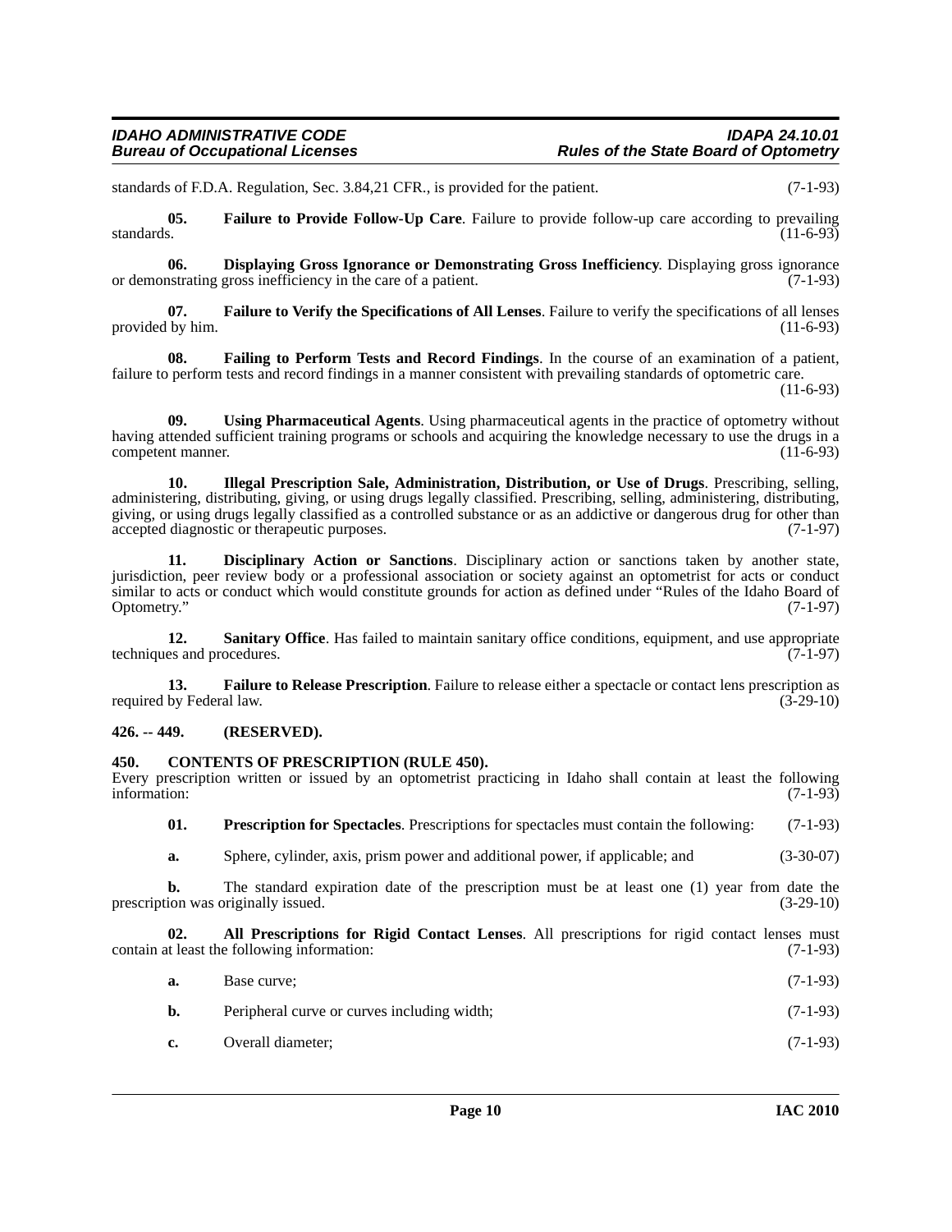standards of F.D.A. Regulation, Sec. 3.84,21 CFR., is provided for the patient. (7-1-93)

**05. Failure to Provide Follow-Up Care**. Failure to provide follow-up care according to prevailing standards. (11-6-93)

**06. Displaying Gross Ignorance or Demonstrating Gross Inefficiency**. Displaying gross ignorance or demonstrating gross inefficiency in the care of a patient. (7-1-93)

**07. Failure to Verify the Specifications of All Lenses**. Failure to verify the specifications of all lenses provided by him. (11-6-93)

**08. Failing to Perform Tests and Record Findings**. In the course of an examination of a patient, failure to perform tests and record findings in a manner consistent with prevailing standards of optometric care. (11-6-93)

**09. Using Pharmaceutical Agents**. Using pharmaceutical agents in the practice of optometry without having attended sufficient training programs or schools and acquiring the knowledge necessary to use the drugs in a competent manner. (11-6-93)

**10. Illegal Prescription Sale, Administration, Distribution, or Use of Drugs**. Prescribing, selling, administering, distributing, giving, or using drugs legally classified. Prescribing, selling, administering, distributing, giving, or using drugs legally classified as a controlled substance or as an addictive or dangerous drug for other than accepted diagnostic or therapeutic purposes. (7-1-97)

**11. Disciplinary Action or Sanctions**. Disciplinary action or sanctions taken by another state, jurisdiction, peer review body or a professional association or society against an optometrist for acts or conduct similar to acts or conduct which would constitute grounds for action as defined under "Rules of the Idaho Board of Optometry." (7-1-97)

**12. Sanitary Office**. Has failed to maintain sanitary office conditions, equipment, and use appropriate techniques and procedures. (7-1-97)

**13. Failure to Release Prescription**. Failure to release either a spectacle or contact lens prescription as required by Federal law. (3-29-10)

## 426. -- 449. (RESERVED).

## 450. CONTENTS OF PRESCRIPTION (RULE 450).

Every prescription written or issued by an optometrist practicing in Idaho shall contain at least the following information: (7-1-93)

**01. Prescription for Spectacles**. Prescriptions for spectacles must contain the following: (7-1-93)

**a.** Sphere, cylinder, axis, prism power and additional power, if applicable; and (3-30-07)

**b.** The standard expiration date of the prescription must be at least one (1) year from date the prescription was originally issued. (3-29-10)

**02. All Prescriptions for Rigid Contact Lenses**. All prescriptions for rigid contact lenses must contain at least the following information: (7-1-93)

**a.** Base curve; (7-1-93)

**b.** Peripheral curve or curves including width; (7-1-93)

**c.** Overall diameter; (7-1-93)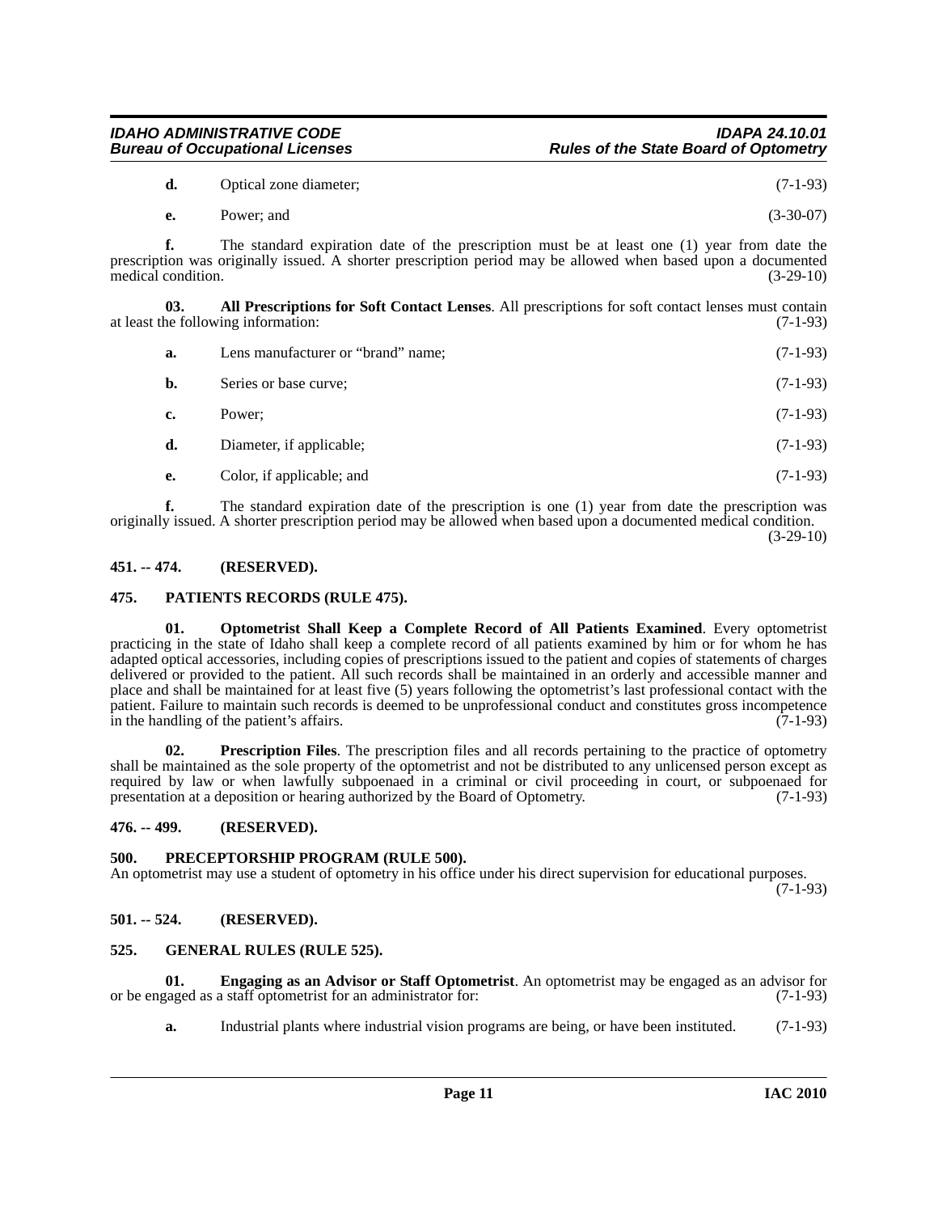**d.** Optical zone diameter; (7-1-93)

**e.** Power; and (3-30-07)

**f.** The standard expiration date of the prescription must be at least one (1) year from date the prescription was originally issued. A shorter prescription period may be allowed when based upon a documented medical condition. (3-29-10)

**03. All Prescriptions for Soft Contact Lenses**. All prescriptions for soft contact lenses must contain at least the following information: (7-1-93)

**a.** Lens manufacturer or "brand" name; (7-1-93)

**b.** Series or base curve; (7-1-93)

**c.** Power; (7-1-93)

**d.** Diameter, if applicable; (7-1-93)

**e.** Color, if applicable; and (7-1-93)

**f.** The standard expiration date of the prescription is one (1) year from date the prescription was originally issued. A shorter prescription period may be allowed when based upon a documented medical condition. (3-29-10)

## 451. -- 474. (RESERVED).

## 475. PATIENTS RECORDS (RULE 475).

**01. Optometrist Shall Keep a Complete Record of All Patients Examined**. Every optometrist practicing in the state of Idaho shall keep a complete record of all patients examined by him or for whom he has adapted optical accessories, including copies of prescriptions issued to the patient and copies of statements of charges delivered or provided to the patient. All such records shall be maintained in an orderly and accessible manner and place and shall be maintained for at least five (5) years following the optometrist's last professional contact with the patient. Failure to maintain such records is deemed to be unprofessional conduct and constitutes gross incompetence in the handling of the patient's affairs. (7-1-93)

**02. Prescription Files**. The prescription files and all records pertaining to the practice of optometry shall be maintained as the sole property of the optometrist and not be distributed to any unlicensed person except as required by law or when lawfully subpoenaed in a criminal or civil proceeding in court, or subpoenaed for presentation at a deposition or hearing authorized by the Board of Optometry. (7-1-93)

## 476. -- 499. (RESERVED).

## 500. PRECEPTORSHIP PROGRAM (RULE 500).

An optometrist may use a student of optometry in his office under his direct supervision for educational purposes. (7-1-93)

## 501. -- 524. (RESERVED).

## 525. GENERAL RULES (RULE 525).

**01. Engaging as an Advisor or Staff Optometrist**. An optometrist may be engaged as an advisor for or be engaged as a staff optometrist for an administrator for: (7-1-93)

**a.** Industrial plants where industrial vision programs are being, or have been instituted. (7-1-93)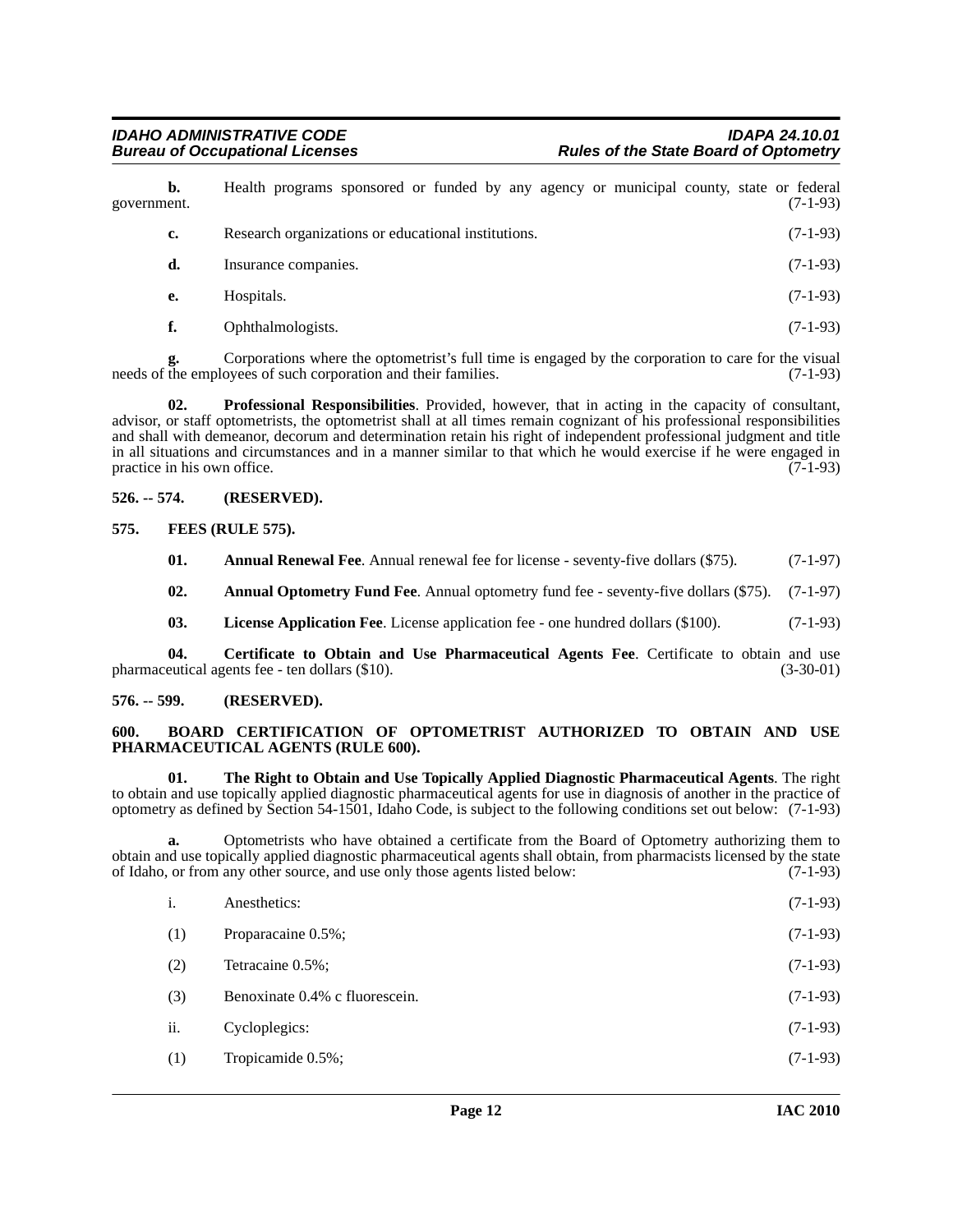**b.** Health programs sponsored or funded by any agency or municipal county, state or federal government. (7-1-93)

**c.** Research organizations or educational institutions. (7-1-93)

**d.** Insurance companies. (7-1-93)

**e.** Hospitals. (7-1-93)

**f.** Ophthalmologists. (7-1-93)

**g.** Corporations where the optometrist's full time is engaged by the corporation to care for the visual needs of the employees of such corporation and their families. (7-1-93)

**02. Professional Responsibilities**. Provided, however, that in acting in the capacity of consultant, advisor, or staff optometrists, the optometrist shall at all times remain cognizant of his professional responsibilities and shall with demeanor, decorum and determination retain his right of independent professional judgment and title in all situations and circumstances and in a manner similar to that which he would exercise if he were engaged in practice in his own office. (7-1-93)

## 526. -- 574. (RESERVED).

## 575. FEES (RULE 575).

**01. Annual Renewal Fee**. Annual renewal fee for license - seventy-five dollars ($75). (7-1-97)

**02. Annual Optometry Fund Fee**. Annual optometry fund fee - seventy-five dollars ($75). (7-1-97)

**03. License Application Fee**. License application fee - one hundred dollars ($100). (7-1-93)

**04. Certificate to Obtain and Use Pharmaceutical Agents Fee**. Certificate to obtain and use pharmaceutical agents fee - ten dollars ($10). (3-30-01)

## 576. -- 599. (RESERVED).

## 600. BOARD CERTIFICATION OF OPTOMETRIST AUTHORIZED TO OBTAIN AND USE PHARMACEUTICAL AGENTS (RULE 600).

**01. The Right to Obtain and Use Topically Applied Diagnostic Pharmaceutical Agents**. The right to obtain and use topically applied diagnostic pharmaceutical agents for use in diagnosis of another in the practice of optometry as defined by Section 54-1501, Idaho Code, is subject to the following conditions set out below: (7-1-93)

**a.** Optometrists who have obtained a certificate from the Board of Optometry authorizing them to obtain and use topically applied diagnostic pharmaceutical agents shall obtain, from pharmacists licensed by the state of Idaho, or from any other source, and use only those agents listed below: (7-1-93)

i. Anesthetics: (7-1-93)

(1) Proparacaine 0.5%; (7-1-93)

(2) Tetracaine 0.5%; (7-1-93)

(3) Benoxinate 0.4% c fluorescein. (7-1-93)

ii. Cycloplegics: (7-1-93)

(1) Tropicamide 0.5%; (7-1-93)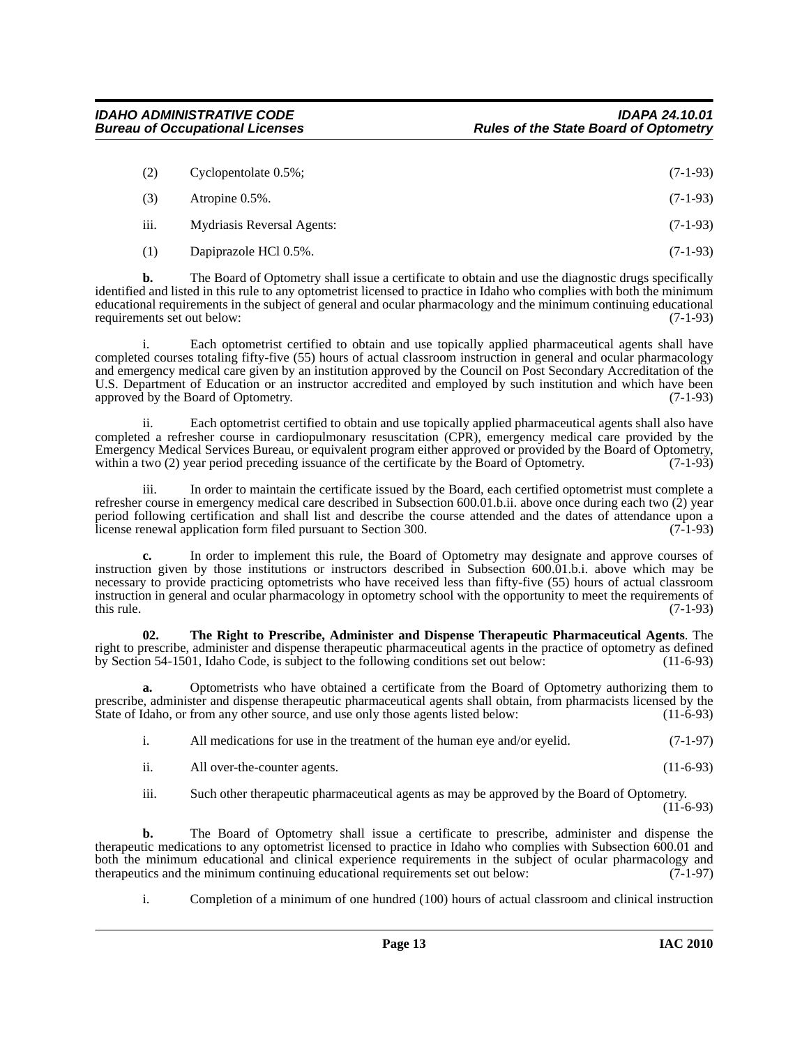(2) Cyclopentolate 0.5%; (7-1-93)

(3) Atropine 0.5%. (7-1-93)

iii. Mydriasis Reversal Agents: (7-1-93)

(1) Dapiprazole HCl 0.5%. (7-1-93)

**b.** The Board of Optometry shall issue a certificate to obtain and use the diagnostic drugs specifically identified and listed in this rule to any optometrist licensed to practice in Idaho who complies with both the minimum educational requirements in the subject of general and ocular pharmacology and the minimum continuing educational requirements set out below: (7-1-93)

i. Each optometrist certified to obtain and use topically applied pharmaceutical agents shall have completed courses totaling fifty-five (55) hours of actual classroom instruction in general and ocular pharmacology and emergency medical care given by an institution approved by the Council on Post Secondary Accreditation of the U.S. Department of Education or an instructor accredited and employed by such institution and which have been approved by the Board of Optometry. (7-1-93)

ii. Each optometrist certified to obtain and use topically applied pharmaceutical agents shall also have completed a refresher course in cardiopulmonary resuscitation (CPR), emergency medical care provided by the Emergency Medical Services Bureau, or equivalent program either approved or provided by the Board of Optometry, within a two (2) year period preceding issuance of the certificate by the Board of Optometry. (7-1-93)

iii. In order to maintain the certificate issued by the Board, each certified optometrist must complete a refresher course in emergency medical care described in Subsection 600.01.b.ii. above once during each two (2) year period following certification and shall list and describe the course attended and the dates of attendance upon a license renewal application form filed pursuant to Section 300. (7-1-93)

**c.** In order to implement this rule, the Board of Optometry may designate and approve courses of instruction given by those institutions or instructors described in Subsection 600.01.b.i. above which may be necessary to provide practicing optometrists who have received less than fifty-five (55) hours of actual classroom instruction in general and ocular pharmacology in optometry school with the opportunity to meet the requirements of this rule. (7-1-93)

**02. The Right to Prescribe, Administer and Dispense Therapeutic Pharmaceutical Agents**. The right to prescribe, administer and dispense therapeutic pharmaceutical agents in the practice of optometry as defined by Section 54-1501, Idaho Code, is subject to the following conditions set out below: (11-6-93)

**a.** Optometrists who have obtained a certificate from the Board of Optometry authorizing them to prescribe, administer and dispense therapeutic pharmaceutical agents shall obtain, from pharmacists licensed by the State of Idaho, or from any other source, and use only those agents listed below: (11-6-93)

i. All medications for use in the treatment of the human eye and/or eyelid. (7-1-97)

ii. All over-the-counter agents. (11-6-93)

iii. Such other therapeutic pharmaceutical agents as may be approved by the Board of Optometry. (11-6-93)

**b.** The Board of Optometry shall issue a certificate to prescribe, administer and dispense the therapeutic medications to any optometrist licensed to practice in Idaho who complies with Subsection 600.01 and both the minimum educational and clinical experience requirements in the subject of ocular pharmacology and therapeutics and the minimum continuing educational requirements set out below: (7-1-97)

i. Completion of a minimum of one hundred (100) hours of actual classroom and clinical instruction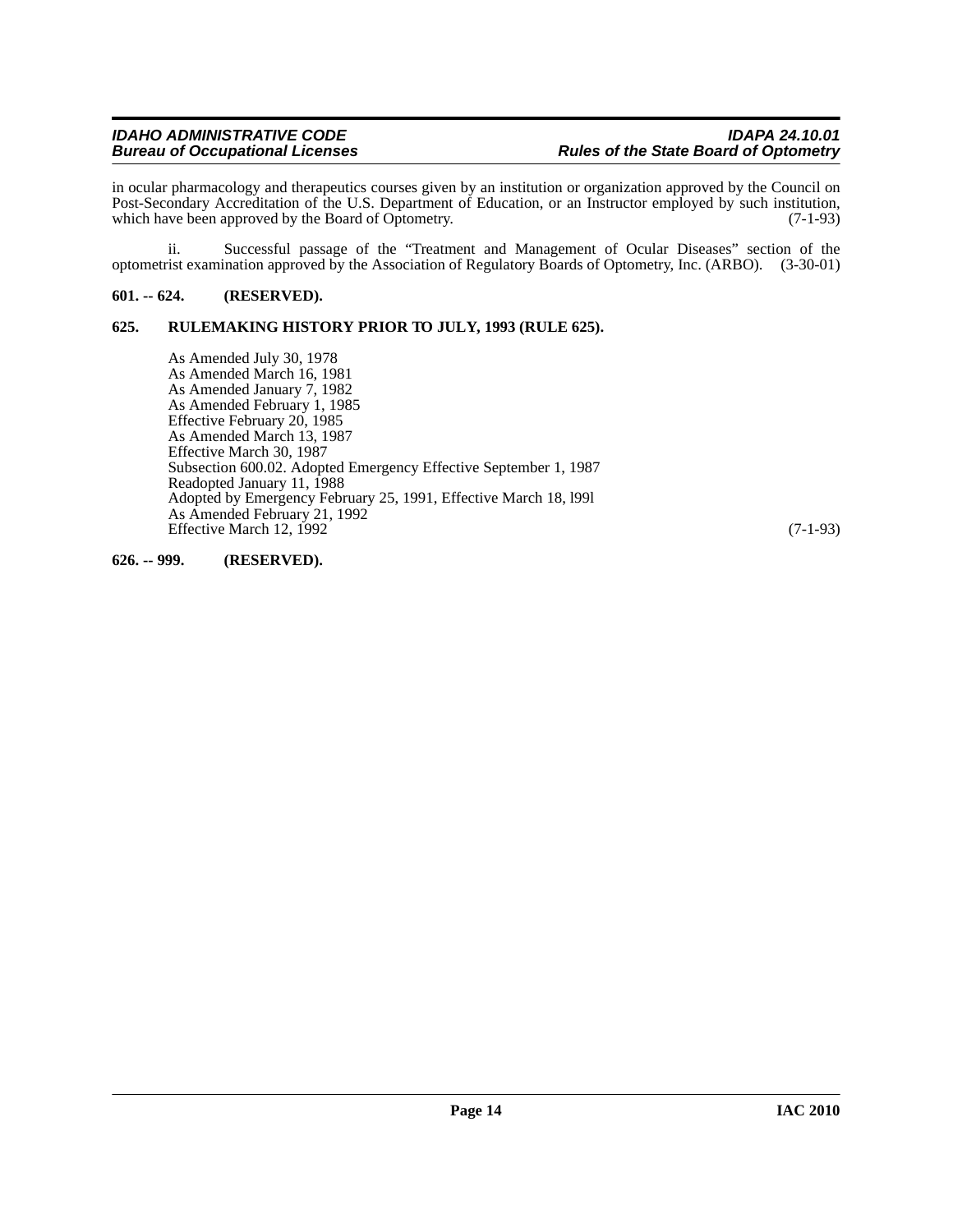in ocular pharmacology and therapeutics courses given by an institution or organization approved by the Council on Post-Secondary Accreditation of the U.S. Department of Education, or an Instructor employed by such institution, which have been approved by the Board of Optometry. (7-1-93)

ii. Successful passage of the "Treatment and Management of Ocular Diseases" section of the optometrist examination approved by the Association of Regulatory Boards of Optometry, Inc. (ARBO). (3-30-01)

**601. -- 624. (RESERVED).**

**625. RULEMAKING HISTORY PRIOR TO JULY, 1993 (RULE 625).**

As Amended July 30, 1978
As Amended March 16, 1981
As Amended January 7, 1982
As Amended February 1, 1985
Effective February 20, 1985
As Amended March 13, 1987
Effective March 30, 1987
Subsection 600.02. Adopted Emergency Effective September 1, 1987
Readopted January 11, 1988
Adopted by Emergency February 25, 1991, Effective March 18, l99l
As Amended February 21, 1992
Effective March 12, 1992 (7-1-93)

**626. -- 999. (RESERVED).**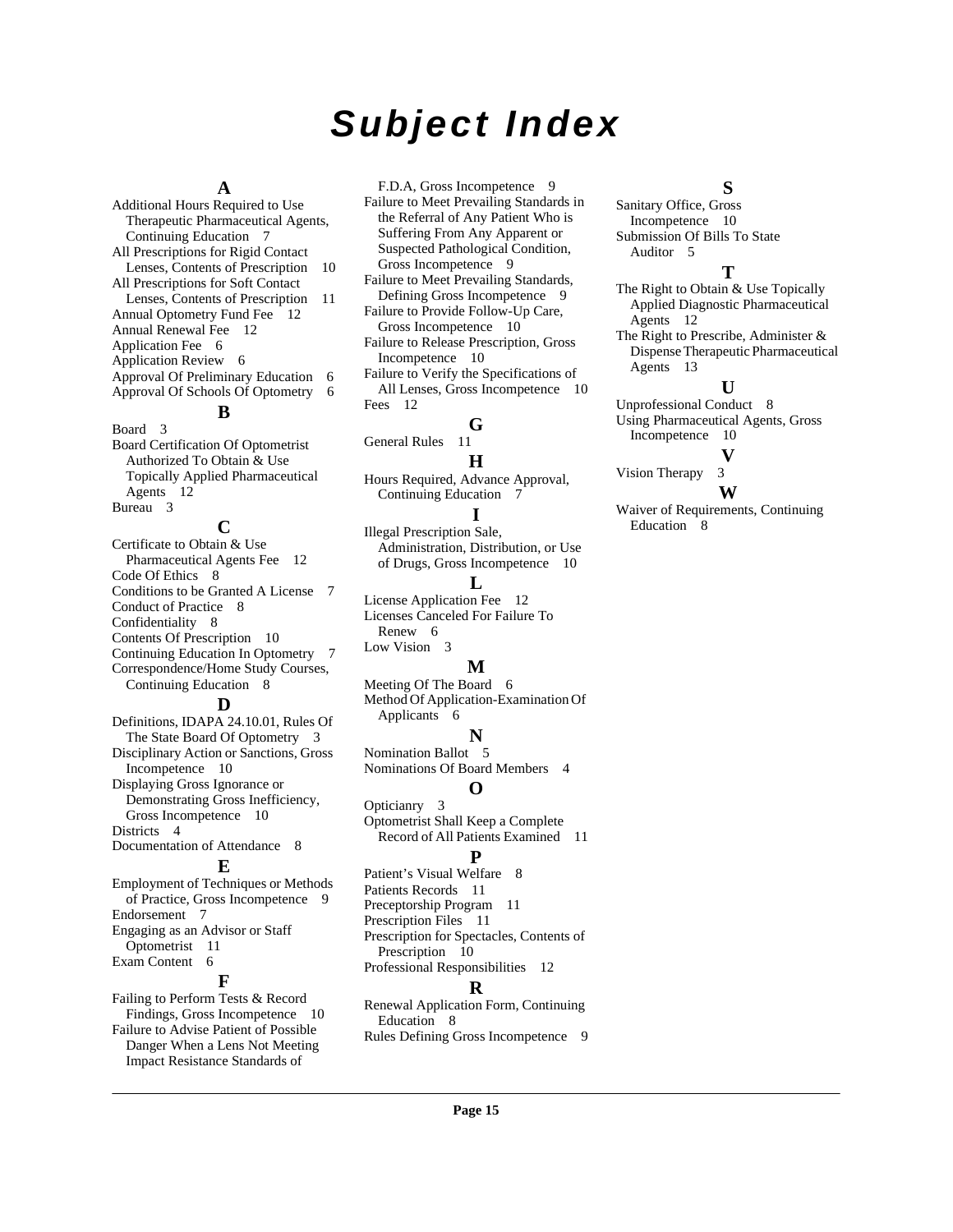# Subject Index

**A**

Additional Hours Required to Use Therapeutic Pharmaceutical Agents, Continuing Education 7
All Prescriptions for Rigid Contact Lenses, Contents of Prescription 10
All Prescriptions for Soft Contact Lenses, Contents of Prescription 11
Annual Optometry Fund Fee 12
Annual Renewal Fee 12
Application Fee 6
Application Review 6
Approval Of Preliminary Education 6
Approval Of Schools Of Optometry 6

**B**

Board 3
Board Certification Of Optometrist Authorized To Obtain & Use Topically Applied Pharmaceutical Agents 12
Bureau 3

**C**

Certificate to Obtain & Use Pharmaceutical Agents Fee 12
Code Of Ethics 8
Conditions to be Granted A License 7
Conduct of Practice 8
Confidentiality 8
Contents Of Prescription 10
Continuing Education In Optometry 7
Correspondence/Home Study Courses, Continuing Education 8

**D**

Definitions, IDAPA 24.10.01, Rules Of The State Board Of Optometry 3
Disciplinary Action or Sanctions, Gross Incompetence 10
Displaying Gross Ignorance or Demonstrating Gross Inefficiency, Gross Incompetence 10
Districts 4
Documentation of Attendance 8

**E**

Employment of Techniques or Methods of Practice, Gross Incompetence 9
Endorsement 7
Engaging as an Advisor or Staff Optometrist 11
Exam Content 6

**F**

Failing to Perform Tests & Record Findings, Gross Incompetence 10
Failure to Advise Patient of Possible Danger When a Lens Not Meeting Impact Resistance Standards of F.D.A, Gross Incompetence 9
Failure to Meet Prevailing Standards in the Referral of Any Patient Who is Suffering From Any Apparent or Suspected Pathological Condition, Gross Incompetence 9
Failure to Meet Prevailing Standards, Defining Gross Incompetence 9
Failure to Provide Follow-Up Care, Gross Incompetence 10
Failure to Release Prescription, Gross Incompetence 10
Failure to Verify the Specifications of All Lenses, Gross Incompetence 10
Fees 12

**G**

General Rules 11

**H**

Hours Required, Advance Approval, Continuing Education 7

**I**

Illegal Prescription Sale, Administration, Distribution, or Use of Drugs, Gross Incompetence 10

**L**

License Application Fee 12
Licenses Canceled For Failure To Renew 6
Low Vision 3

**M**

Meeting Of The Board 6
Method Of Application-Examination Of Applicants 6

**N**

Nomination Ballot 5
Nominations Of Board Members 4

**O**

Opticianry 3
Optometrist Shall Keep a Complete Record of All Patients Examined 11

**P**

Patient's Visual Welfare 8
Patients Records 11
Preceptorship Program 11
Prescription Files 11
Prescription for Spectacles, Contents of Prescription 10
Professional Responsibilities 12

**R**

Renewal Application Form, Continuing Education 8
Rules Defining Gross Incompetence 9

**S**

Sanitary Office, Gross Incompetence 10
Submission Of Bills To State Auditor 5

**T**

The Right to Obtain & Use Topically Applied Diagnostic Pharmaceutical Agents 12
The Right to Prescribe, Administer & Dispense Therapeutic Pharmaceutical Agents 13

**U**

Unprofessional Conduct 8
Using Pharmaceutical Agents, Gross Incompetence 10

**V**

Vision Therapy 3

**W**

Waiver of Requirements, Continuing Education 8